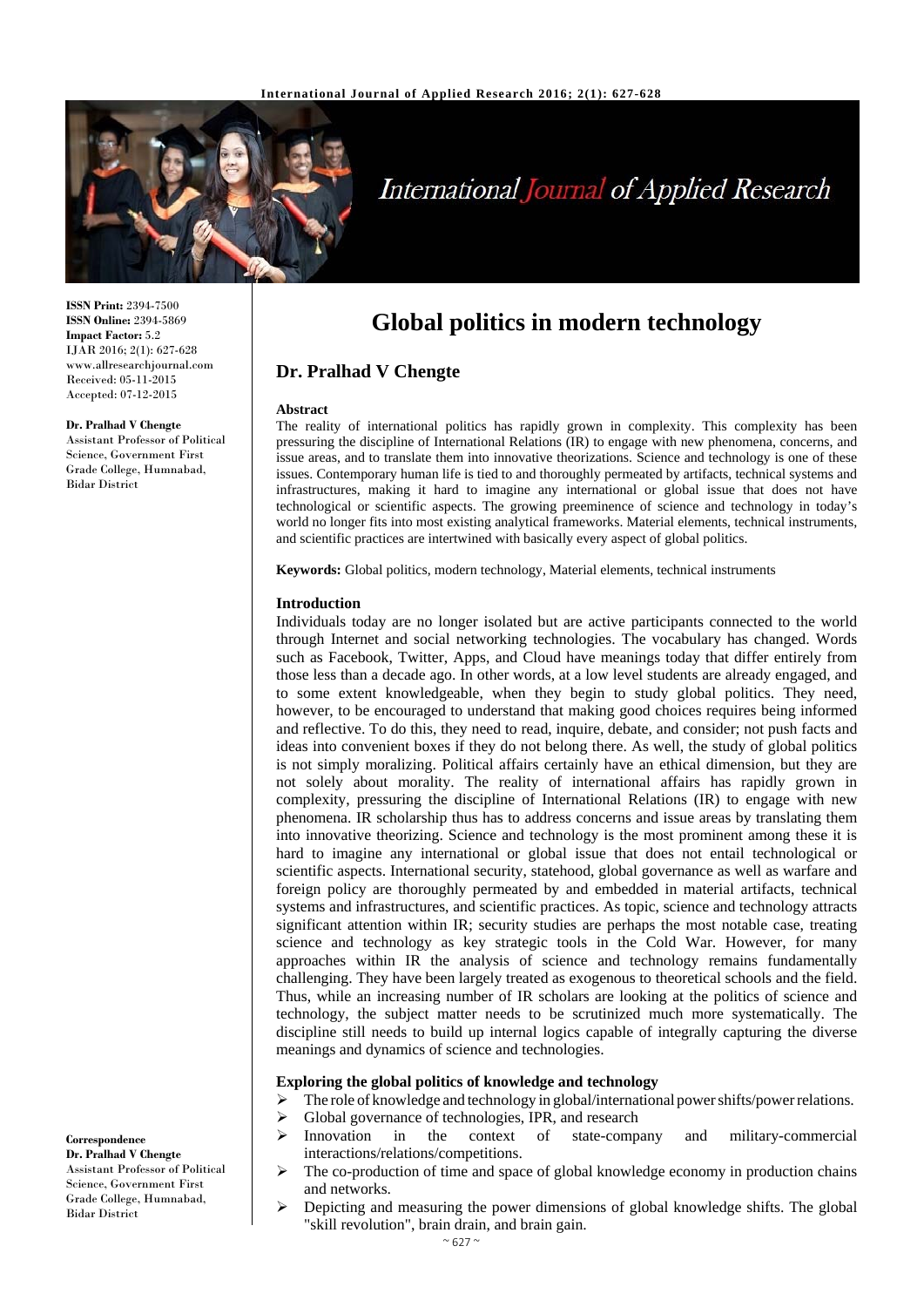# Global politics in modern technology

## Dr. Pralhad V Chengte

**ISSN Print:** 2394-7500
**ISSN Online:** 2394-5869
**Impact Factor:** 5.2
IJAR 2016; 2(1): 627-628
www.allresearchjournal.com
Received: 05-11-2015
Accepted: 07-12-2015

**Dr. Pralhad V Chengte**
Assistant Professor of Political Science, Government First Grade College, Humnabad, Bidar District

**Correspondence**
**Dr. Pralhad V Chengte**
Assistant Professor of Political Science, Government First Grade College, Humnabad, Bidar District

### Abstract

The reality of international politics has rapidly grown in complexity. This complexity has been pressuring the discipline of International Relations (IR) to engage with new phenomena, concerns, and issue areas, and to translate them into innovative theorizations. Science and technology is one of these issues. Contemporary human life is tied to and thoroughly permeated by artifacts, technical systems and infrastructures, making it hard to imagine any international or global issue that does not have technological or scientific aspects. The growing preeminence of science and technology in today's world no longer fits into most existing analytical frameworks. Material elements, technical instruments, and scientific practices are intertwined with basically every aspect of global politics.

**Keywords:** Global politics, modern technology, Material elements, technical instruments

### Introduction

Individuals today are no longer isolated but are active participants connected to the world through Internet and social networking technologies. The vocabulary has changed. Words such as Facebook, Twitter, Apps, and Cloud have meanings today that differ entirely from those less than a decade ago. In other words, at a low level students are already engaged, and to some extent knowledgeable, when they begin to study global politics. They need, however, to be encouraged to understand that making good choices requires being informed and reflective. To do this, they need to read, inquire, debate, and consider; not push facts and ideas into convenient boxes if they do not belong there. As well, the study of global politics is not simply moralizing. Political affairs certainly have an ethical dimension, but they are not solely about morality. The reality of international affairs has rapidly grown in complexity, pressuring the discipline of International Relations (IR) to engage with new phenomena. IR scholarship thus has to address concerns and issue areas by translating them into innovative theorizing. Science and technology is the most prominent among these it is hard to imagine any international or global issue that does not entail technological or scientific aspects. International security, statehood, global governance as well as warfare and foreign policy are thoroughly permeated by and embedded in material artifacts, technical systems and infrastructures, and scientific practices. As topic, science and technology attracts significant attention within IR; security studies are perhaps the most notable case, treating science and technology as key strategic tools in the Cold War. However, for many approaches within IR the analysis of science and technology remains fundamentally challenging. They have been largely treated as exogenous to theoretical schools and the field. Thus, while an increasing number of IR scholars are looking at the politics of science and technology, the subject matter needs to be scrutinized much more systematically. The discipline still needs to build up internal logics capable of integrally capturing the diverse meanings and dynamics of science and technologies.

### Exploring the global politics of knowledge and technology

- The role of knowledge and technology in global/international power shifts/power relations.
- Global governance of technologies, IPR, and research
- Innovation in the context of state-company and military-commercial interactions/relations/competitions.
- The co-production of time and space of global knowledge economy in production chains and networks.
- Depicting and measuring the power dimensions of global knowledge shifts. The global "skill revolution", brain drain, and brain gain.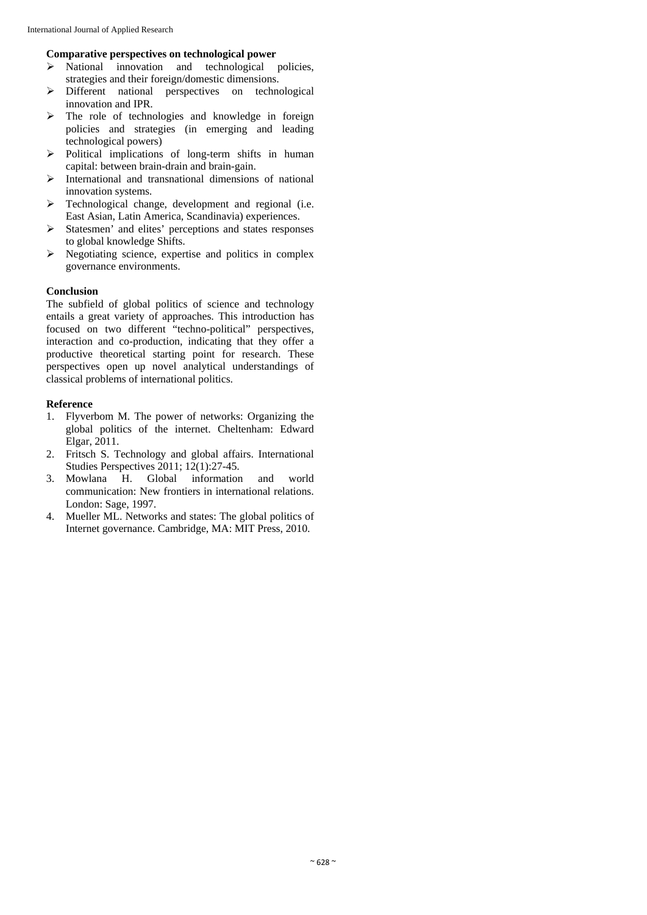**Comparative perspectives on technological power**

- National innovation and technological policies, strategies and their foreign/domestic dimensions.
- Different national perspectives on technological innovation and IPR.
- The role of technologies and knowledge in foreign policies and strategies (in emerging and leading technological powers)
- Political implications of long-term shifts in human capital: between brain-drain and brain-gain.
- International and transnational dimensions of national innovation systems.
- Technological change, development and regional (i.e. East Asian, Latin America, Scandinavia) experiences.
- Statesmen' and elites' perceptions and states responses to global knowledge Shifts.
- Negotiating science, expertise and politics in complex governance environments.

**Conclusion**

The subfield of global politics of science and technology entails a great variety of approaches. This introduction has focused on two different "techno-political" perspectives, interaction and co-production, indicating that they offer a productive theoretical starting point for research. These perspectives open up novel analytical understandings of classical problems of international politics.

**Reference**

1. Flyverbom M. The power of networks: Organizing the global politics of the internet. Cheltenham: Edward Elgar, 2011.
2. Fritsch S. Technology and global affairs. International Studies Perspectives 2011; 12(1):27-45.
3. Mowlana H. Global information and world communication: New frontiers in international relations. London: Sage, 1997.
4. Mueller ML. Networks and states: The global politics of Internet governance. Cambridge, MA: MIT Press, 2010.